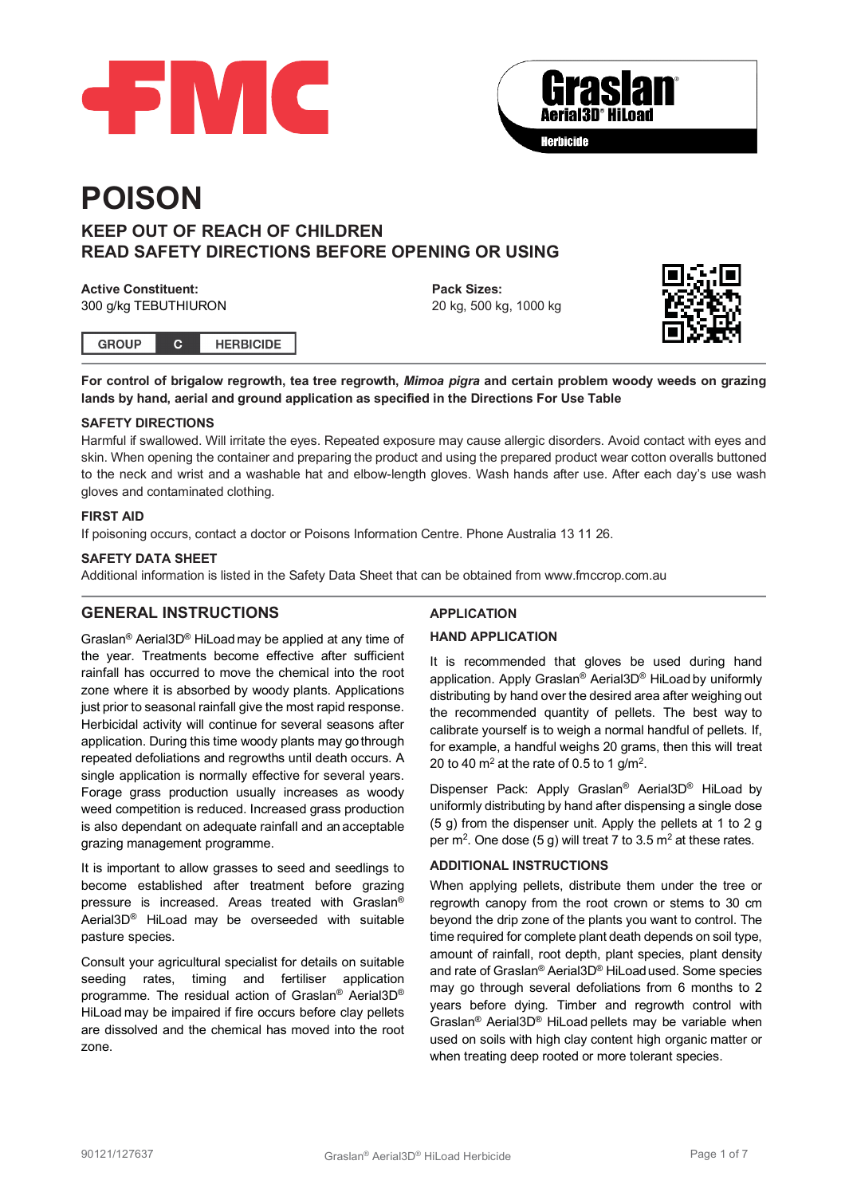FMC

**Graslan® Aerial3D® HiLoad**
**Herbicide**

# POISON

## KEEP OUT OF REACH OF CHILDREN
## READ SAFETY DIRECTIONS BEFORE OPENING OR USING

**Active Constituent:**
300 g/kg TEBUTHIURON

**Pack Sizes:**
20 kg, 500 kg, 1000 kg

| GROUP | C | HERBICIDE |
|---|---|---|

**For control of brigalow regrowth, tea tree regrowth, *Mimoa pigra* and certain problem woody weeds on grazing lands by hand, aerial and ground application as specified in the Directions For Use Table**

### SAFETY DIRECTIONS

Harmful if swallowed. Will irritate the eyes. Repeated exposure may cause allergic disorders. Avoid contact with eyes and skin. When opening the container and preparing the product and using the prepared product wear cotton overalls buttoned to the neck and wrist and a washable hat and elbow-length gloves. Wash hands after use. After each day's use wash gloves and contaminated clothing.

### FIRST AID

If poisoning occurs, contact a doctor or Poisons Information Centre. Phone Australia 13 11 26.

### SAFETY DATA SHEET

Additional information is listed in the Safety Data Sheet that can be obtained from www.fmccrop.com.au

## GENERAL INSTRUCTIONS

Graslan® Aerial3D® HiLoad may be applied at any time of the year. Treatments become effective after sufficient rainfall has occurred to move the chemical into the root zone where it is absorbed by woody plants. Applications just prior to seasonal rainfall give the most rapid response. Herbicidal activity will continue for several seasons after application. During this time woody plants may go through repeated defoliations and regrowths until death occurs. A single application is normally effective for several years. Forage grass production usually increases as woody weed competition is reduced. Increased grass production is also dependant on adequate rainfall and an acceptable grazing management programme.

It is important to allow grasses to seed and seedlings to become established after treatment before grazing pressure is increased. Areas treated with Graslan® Aerial3D® HiLoad may be overseeded with suitable pasture species.

Consult your agricultural specialist for details on suitable seeding rates, timing and fertiliser application programme. The residual action of Graslan® Aerial3D® HiLoad may be impaired if fire occurs before clay pellets are dissolved and the chemical has moved into the root zone.

### APPLICATION

### HAND APPLICATION

It is recommended that gloves be used during hand application. Apply Graslan® Aerial3D® HiLoad by uniformly distributing by hand over the desired area after weighing out the recommended quantity of pellets. The best way to calibrate yourself is to weigh a normal handful of pellets. If, for example, a handful weighs 20 grams, then this will treat 20 to 40 $m^2$ at the rate of 0.5 to 1 $g/m^2$.

Dispenser Pack: Apply Graslan® Aerial3D® HiLoad by uniformly distributing by hand after dispensing a single dose (5 g) from the dispenser unit. Apply the pellets at 1 to 2 g per $m^2$. One dose (5 g) will treat 7 to 3.5 $m^2$ at these rates.

### ADDITIONAL INSTRUCTIONS

When applying pellets, distribute them under the tree or regrowth canopy from the root crown or stems to 30 cm beyond the drip zone of the plants you want to control. The time required for complete plant death depends on soil type, amount of rainfall, root depth, plant species, plant density and rate of Graslan® Aerial3D® HiLoad used. Some species may go through several defoliations from 6 months to 2 years before dying. Timber and regrowth control with Graslan® Aerial3D® HiLoad pellets may be variable when used on soils with high clay content high organic matter or when treating deep rooted or more tolerant species.

90121/127637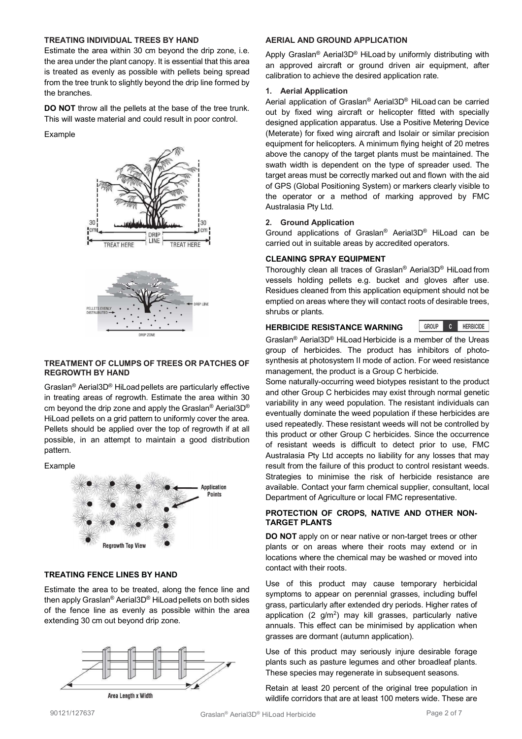## TREATING INDIVIDUAL TREES BY HAND

Estimate the area within 30 cm beyond the drip zone, i.e. the area under the plant canopy. It is essential that this area is treated as evenly as possible with pellets being spread from the tree trunk to slightly beyond the drip line formed by the branches.

**DO NOT** throw all the pellets at the base of the tree trunk. This will waste material and could result in poor control.

Example

## TREATMENT OF CLUMPS OF TREES OR PATCHES OF REGROWTH BY HAND

Graslan® Aerial3D® HiLoad pellets are particularly effective in treating areas of regrowth. Estimate the area within 30 cm beyond the drip zone and apply the Graslan® Aerial3D® HiLoad pellets on a grid pattern to uniformly cover the area. Pellets should be applied over the top of regrowth if at all possible, in an attempt to maintain a good distribution pattern.

Example

## TREATING FENCE LINES BY HAND

Estimate the area to be treated, along the fence line and then apply Graslan® Aerial3D® HiLoad pellets on both sides of the fence line as evenly as possible within the area extending 30 cm out beyond drip zone.

## AERIAL AND GROUND APPLICATION

Apply Graslan® Aerial3D® HiLoad by uniformly distributing with an approved aircraft or ground driven air equipment, after calibration to achieve the desired application rate.

### 1. Aerial Application

Aerial application of Graslan® Aerial3D® HiLoad can be carried out by fixed wing aircraft or helicopter fitted with specially designed application apparatus. Use a Positive Metering Device (Meterate) for fixed wing aircraft and Isolair or similar precision equipment for helicopters. A minimum flying height of 20 metres above the canopy of the target plants must be maintained. The swath width is dependent on the type of spreader used. The target areas must be correctly marked out and flown with the aid of GPS (Global Positioning System) or markers clearly visible to the operator or a method of marking approved by FMC Australasia Pty Ltd.

### 2. Ground Application

Ground applications of Graslan® Aerial3D® HiLoad can be carried out in suitable areas by accredited operators.

## CLEANING SPRAY EQUIPMENT

Thoroughly clean all traces of Graslan® Aerial3D® HiLoad from vessels holding pellets e.g. bucket and gloves after use. Residues cleaned from this application equipment should not be emptied on areas where they will contact roots of desirable trees, shrubs or plants.

## HERBICIDE RESISTANCE WARNING

GROUP C HERBICIDE

Graslan® Aerial3D® HiLoad Herbicide is a member of the Ureas group of herbicides. The product has inhibitors of photosynthesis at photosystem II mode of action. For weed resistance management, the product is a Group C herbicide.

Some naturally-occurring weed biotypes resistant to the product and other Group C herbicides may exist through normal genetic variability in any weed population. The resistant individuals can eventually dominate the weed population if these herbicides are used repeatedly. These resistant weeds will not be controlled by this product or other Group C herbicides. Since the occurrence of resistant weeds is difficult to detect prior to use, FMC Australasia Pty Ltd accepts no liability for any losses that may result from the failure of this product to control resistant weeds. Strategies to minimise the risk of herbicide resistance are available. Contact your farm chemical supplier, consultant, local Department of Agriculture or local FMC representative.

## PROTECTION OF CROPS, NATIVE AND OTHER NON-TARGET PLANTS

**DO NOT** apply on or near native or non-target trees or other plants or on areas where their roots may extend or in locations where the chemical may be washed or moved into contact with their roots.

Use of this product may cause temporary herbicidal symptoms to appear on perennial grasses, including buffel grass, particularly after extended dry periods. Higher rates of application (2 $g/m^2$) may kill grasses, particularly native annuals. This effect can be minimised by application when grasses are dormant (autumn application).

Use of this product may seriously injure desirable forage plants such as pasture legumes and other broadleaf plants. These species may regenerate in subsequent seasons.

Retain at least 20 percent of the original tree population in wildlife corridors that are at least 100 meters wide. These are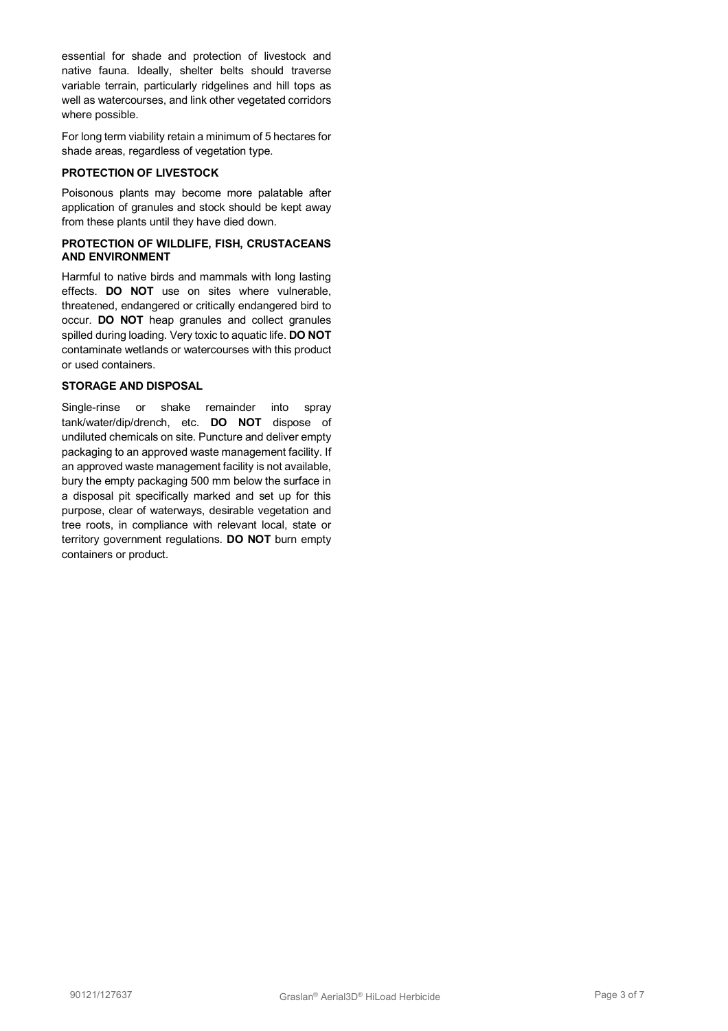essential for shade and protection of livestock and native fauna. Ideally, shelter belts should traverse variable terrain, particularly ridgelines and hill tops as well as watercourses, and link other vegetated corridors where possible.

For long term viability retain a minimum of 5 hectares for shade areas, regardless of vegetation type.

### PROTECTION OF LIVESTOCK

Poisonous plants may become more palatable after application of granules and stock should be kept away from these plants until they have died down.

### PROTECTION OF WILDLIFE, FISH, CRUSTACEANS AND ENVIRONMENT

Harmful to native birds and mammals with long lasting effects. **DO NOT** use on sites where vulnerable, threatened, endangered or critically endangered bird to occur. **DO NOT** heap granules and collect granules spilled during loading. Very toxic to aquatic life. **DO NOT** contaminate wetlands or watercourses with this product or used containers.

### STORAGE AND DISPOSAL

Single-rinse or shake remainder into spray tank/water/dip/drench, etc. **DO NOT** dispose of undiluted chemicals on site. Puncture and deliver empty packaging to an approved waste management facility. If an approved waste management facility is not available, bury the empty packaging 500 mm below the surface in a disposal pit specifically marked and set up for this purpose, clear of waterways, desirable vegetation and tree roots, in compliance with relevant local, state or territory government regulations. **DO NOT** burn empty containers or product.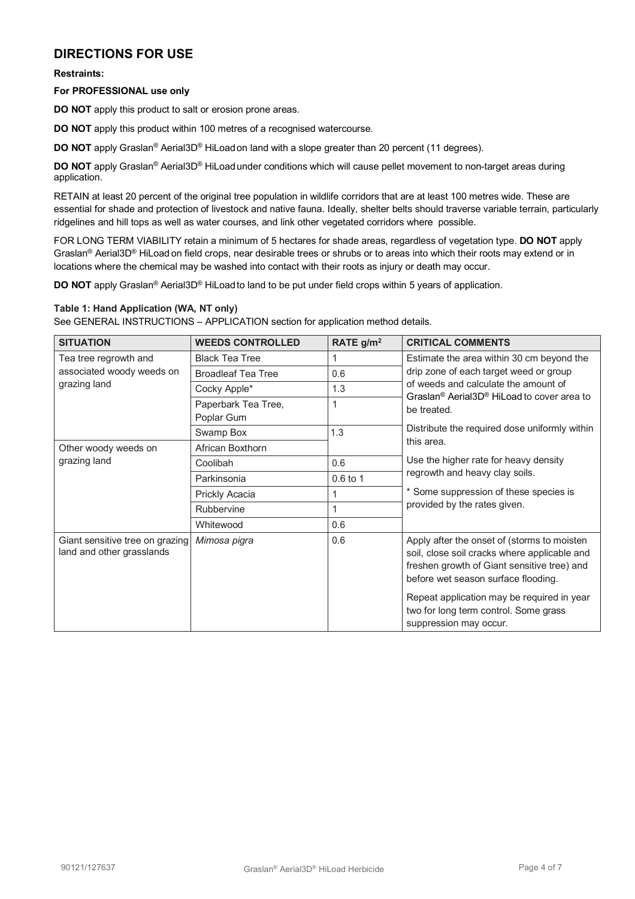## DIRECTIONS FOR USE

**Restraints:**

**For PROFESSIONAL use only**

**DO NOT** apply this product to salt or erosion prone areas.

**DO NOT** apply this product within 100 metres of a recognised watercourse.

**DO NOT** apply Graslan® Aerial3D® HiLoad on land with a slope greater than 20 percent (11 degrees).

**DO NOT** apply Graslan® Aerial3D® HiLoad under conditions which will cause pellet movement to non-target areas during application.

RETAIN at least 20 percent of the original tree population in wildlife corridors that are at least 100 metres wide. These are essential for shade and protection of livestock and native fauna. Ideally, shelter belts should traverse variable terrain, particularly ridgelines and hill tops as well as water courses, and link other vegetated corridors where possible.

FOR LONG TERM VIABILITY retain a minimum of 5 hectares for shade areas, regardless of vegetation type. **DO NOT** apply Graslan® Aerial3D® HiLoad on field crops, near desirable trees or shrubs or to areas into which their roots may extend or in locations where the chemical may be washed into contact with their roots as injury or death may occur.

**DO NOT** apply Graslan® Aerial3D® HiLoad to land to be put under field crops within 5 years of application.

**Table 1: Hand Application (WA, NT only)**

See GENERAL INSTRUCTIONS – APPLICATION section for application method details.

| SITUATION | WEEDS CONTROLLED | RATE g/m² | CRITICAL COMMENTS |
|---|---|---|---|
| Tea tree regrowth and associated woody weeds on grazing land | Black Tea Tree | 1 | Estimate the area within 30 cm beyond the drip zone of each target weed or group of weeds and calculate the amount of Graslan® Aerial3D® HiLoad to cover area to be treated.<br><br>Distribute the required dose uniformly within this area.<br><br>Use the higher rate for heavy density regrowth and heavy clay soils.<br><br>* Some suppression of these species is provided by the rates given. |
| | Broadleaf Tea Tree | 0.6 | |
| | Cocky Apple* | 1.3 | |
| | Paperbark Tea Tree, Poplar Gum | 1 | |
| | Swamp Box | 1.3 | |
| Other woody weeds on grazing land | African Boxthorn | | |
| | Coolibah | 0.6 | |
| | Parkinsonia | 0.6 to 1 | |
| | Prickly Acacia | 1 | |
| | Rubbervine | 1 | |
| | Whitewood | 0.6 | |
| Giant sensitive tree on grazing land and other grasslands | *Mimosa pigra* | 0.6 | Apply after the onset of (storms to moisten soil, close soil cracks where applicable and freshen growth of Giant sensitive tree) and before wet season surface flooding.<br><br>Repeat application may be required in year two for long term control. Some grass suppression may occur. |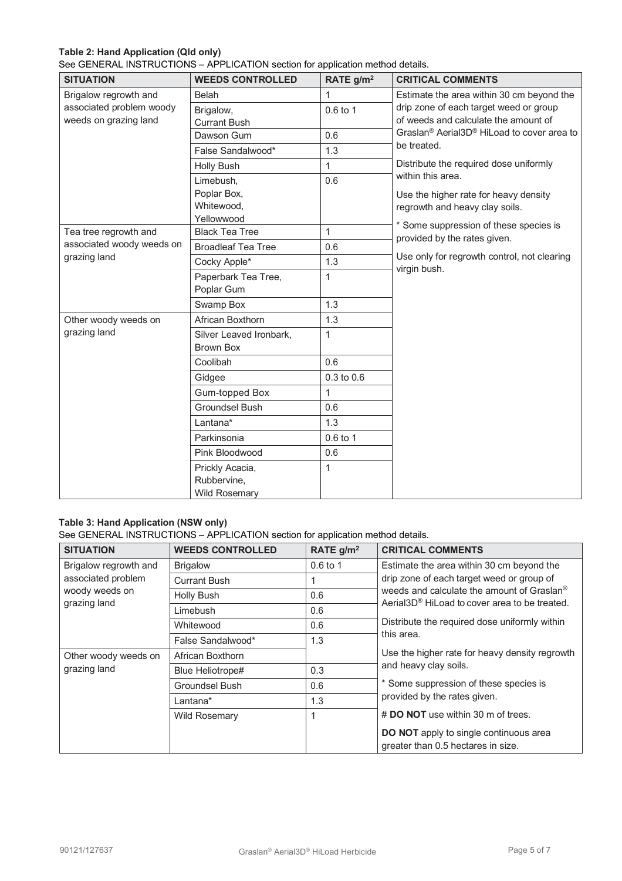**Table 2: Hand Application (Qld only)**

See GENERAL INSTRUCTIONS – APPLICATION section for application method details.

| SITUATION | WEEDS CONTROLLED | RATE g/m² | CRITICAL COMMENTS |
|---|---|---|---|
| Brigalow regrowth and associated problem woody weeds on grazing land | Belah | 1 | Estimate the area within 30 cm beyond the drip zone of each target weed or group of weeds and calculate the amount of Graslan® Aerial3D® HiLoad to cover area to be treated.<br><br>Distribute the required dose uniformly within this area.<br><br>Use the higher rate for heavy density regrowth and heavy clay soils.<br><br>* Some suppression of these species is provided by the rates given.<br><br>Use only for regrowth control, not clearing virgin bush. |
| | Brigalow, Currant Bush | 0.6 to 1 | |
| | Dawson Gum | 0.6 | |
| | False Sandalwood* | 1.3 | |
| | Holly Bush | 1 | |
| | Limebush, Poplar Box, Whitewood, Yellowwood | 0.6 | |
| Tea tree regrowth and associated woody weeds on grazing land | Black Tea Tree | 1 | |
| | Broadleaf Tea Tree | 0.6 | |
| | Cocky Apple* | 1.3 | |
| | Paperbark Tea Tree, Poplar Gum | 1 | |
| | Swamp Box | 1.3 | |
| Other woody weeds on grazing land | African Boxthorn | 1.3 | |
| | Silver Leaved Ironbark, Brown Box | 1 | |
| | Coolibah | 0.6 | |
| | Gidgee | 0.3 to 0.6 | |
| | Gum-topped Box | 1 | |
| | Groundsel Bush | 0.6 | |
| | Lantana* | 1.3 | |
| | Parkinsonia | 0.6 to 1 | |
| | Pink Bloodwood | 0.6 | |
| | Prickly Acacia, Rubbervine, Wild Rosemary | 1 | |

**Table 3: Hand Application (NSW only)**

See GENERAL INSTRUCTIONS – APPLICATION section for application method details.

| SITUATION | WEEDS CONTROLLED | RATE g/m² | CRITICAL COMMENTS |
|---|---|---|---|
| Brigalow regrowth and associated problem woody weeds on grazing land | Brigalow | 0.6 to 1 | Estimate the area within 30 cm beyond the drip zone of each target weed or group of weeds and calculate the amount of Graslan® Aerial3D® HiLoad to cover area to be treated.<br><br>Distribute the required dose uniformly within this area.<br><br>Use the higher rate for heavy density regrowth and heavy clay soils.<br><br>* Some suppression of these species is provided by the rates given.<br><br># **DO NOT** use within 30 m of trees.<br><br>**DO NOT** apply to single continuous area greater than 0.5 hectares in size. |
| | Currant Bush | 1 | |
| | Holly Bush | 0.6 | |
| | Limebush | 0.6 | |
| | Whitewood | 0.6 | |
| | False Sandalwood* | 1.3 | |
| Other woody weeds on grazing land | African Boxthorn | | |
| | Blue Heliotrope# | 0.3 | |
| | Groundsel Bush | 0.6 | |
| | Lantana* | 1.3 | |
| | Wild Rosemary | 1 | |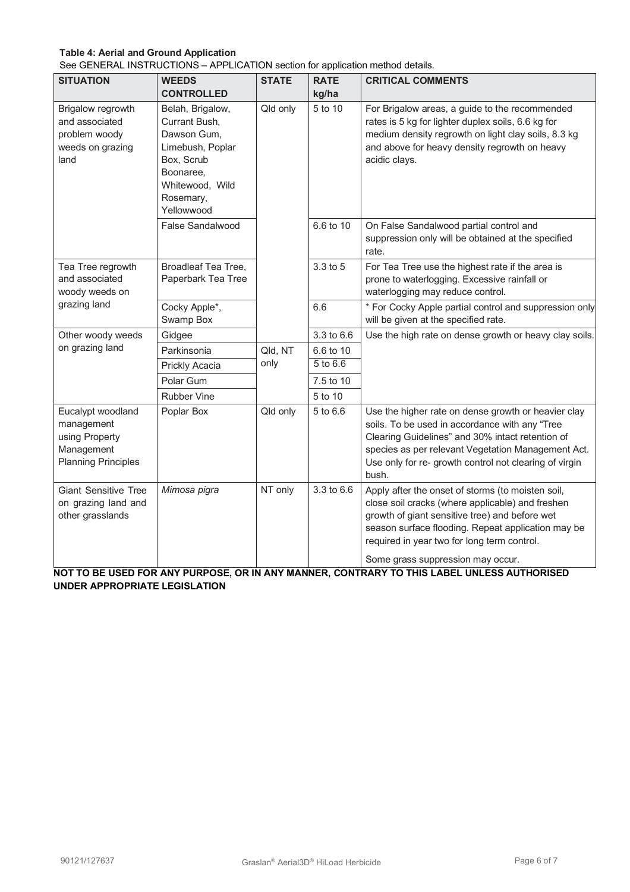**Table 4: Aerial and Ground Application**

See GENERAL INSTRUCTIONS – APPLICATION section for application method details.

| SITUATION | WEEDS CONTROLLED | STATE | RATE kg/ha | CRITICAL COMMENTS |
|---|---|---|---|---|
| Brigalow regrowth and associated problem woody weeds on grazing land | Belah, Brigalow, Currant Bush, Dawson Gum, Limebush, Poplar Box, Scrub Boonaree, Whitewood, Wild Rosemary, Yellowwood | Qld only | 5 to 10 | For Brigalow areas, a guide to the recommended rates is 5 kg for lighter duplex soils, 6.6 kg for medium density regrowth on light clay soils, 8.3 kg and above for heavy density regrowth on heavy acidic clays. |
| | False Sandalwood | | 6.6 to 10 | On False Sandalwood partial control and suppression only will be obtained at the specified rate. |
| Tea Tree regrowth and associated woody weeds on grazing land | Broadleaf Tea Tree, Paperbark Tea Tree | | 3.3 to 5 | For Tea Tree use the highest rate if the area is prone to waterlogging. Excessive rainfall or waterlogging may reduce control. |
| | Cocky Apple*, Swamp Box | | 6.6 | * For Cocky Apple partial control and suppression only will be given at the specified rate. |
| Other woody weeds on grazing land | Gidgee | | 3.3 to 6.6 | Use the high rate on dense growth or heavy clay soils. |
| | Parkinsonia | Qld, NT only | 6.6 to 10 | |
| | Prickly Acacia | | 5 to 6.6 | |
| | Polar Gum | | 7.5 to 10 | |
| | Rubber Vine | | 5 to 10 | |
| Eucalypt woodland management using Property Management Planning Principles | Poplar Box | Qld only | 5 to 6.6 | Use the higher rate on dense growth or heavier clay soils. To be used in accordance with any "Tree Clearing Guidelines" and 30% intact retention of species as per relevant Vegetation Management Act. Use only for re- growth control not clearing of virgin bush. |
| Giant Sensitive Tree on grazing land and other grasslands | *Mimosa pigra* | NT only | 3.3 to 6.6 | Apply after the onset of storms (to moisten soil, close soil cracks (where applicable) and freshen growth of giant sensitive tree) and before wet season surface flooding. Repeat application may be required in year two for long term control. Some grass suppression may occur. |

**NOT TO BE USED FOR ANY PURPOSE, OR IN ANY MANNER, CONTRARY TO THIS LABEL UNLESS AUTHORISED UNDER APPROPRIATE LEGISLATION**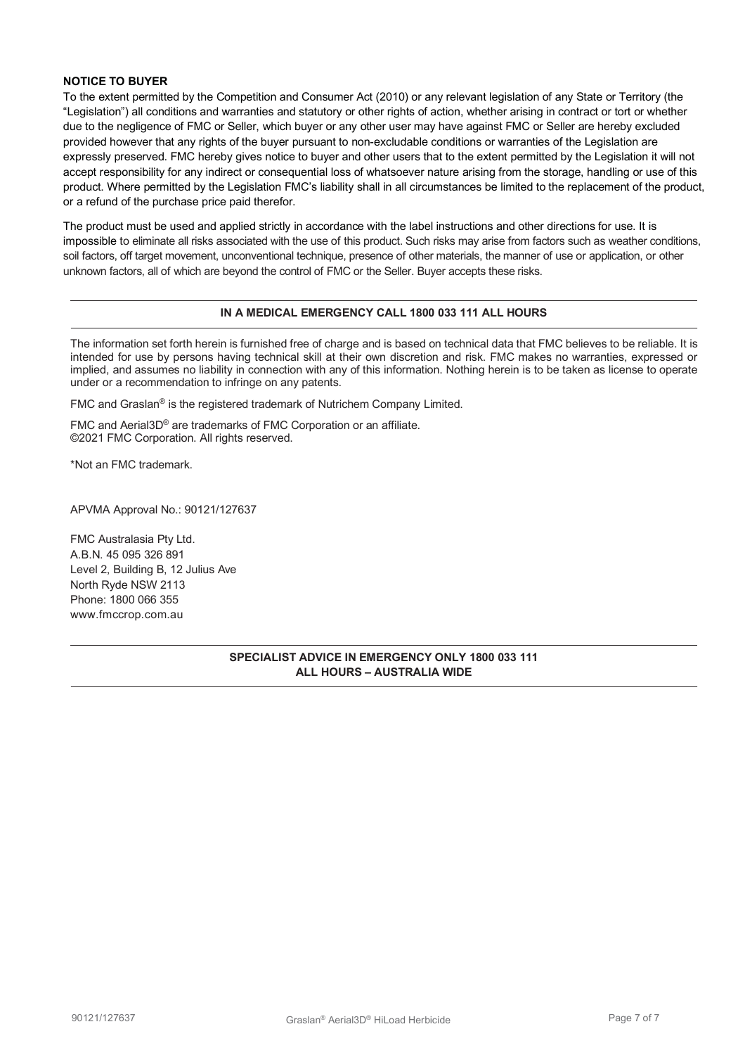**NOTICE TO BUYER**

To the extent permitted by the Competition and Consumer Act (2010) or any relevant legislation of any State or Territory (the "Legislation") all conditions and warranties and statutory or other rights of action, whether arising in contract or tort or whether due to the negligence of FMC or Seller, which buyer or any other user may have against FMC or Seller are hereby excluded provided however that any rights of the buyer pursuant to non-excludable conditions or warranties of the Legislation are expressly preserved. FMC hereby gives notice to buyer and other users that to the extent permitted by the Legislation it will not accept responsibility for any indirect or consequential loss of whatsoever nature arising from the storage, handling or use of this product. Where permitted by the Legislation FMC's liability shall in all circumstances be limited to the replacement of the product, or a refund of the purchase price paid therefor.

The product must be used and applied strictly in accordance with the label instructions and other directions for use. It is impossible to eliminate all risks associated with the use of this product. Such risks may arise from factors such as weather conditions, soil factors, off target movement, unconventional technique, presence of other materials, the manner of use or application, or other unknown factors, all of which are beyond the control of FMC or the Seller. Buyer accepts these risks.

**IN A MEDICAL EMERGENCY CALL 1800 033 111 ALL HOURS**

The information set forth herein is furnished free of charge and is based on technical data that FMC believes to be reliable. It is intended for use by persons having technical skill at their own discretion and risk. FMC makes no warranties, expressed or implied, and assumes no liability in connection with any of this information. Nothing herein is to be taken as license to operate under or a recommendation to infringe on any patents.

FMC and Graslan® is the registered trademark of Nutrichem Company Limited.

FMC and Aerial3D® are trademarks of FMC Corporation or an affiliate.
©2021 FMC Corporation. All rights reserved.

*Not an FMC trademark.

APVMA Approval No.: 90121/127637

FMC Australasia Pty Ltd.
A.B.N. 45 095 326 891
Level 2, Building B, 12 Julius Ave
North Ryde NSW 2113
Phone: 1800 066 355
www.fmccrop.com.au

**SPECIALIST ADVICE IN EMERGENCY ONLY 1800 033 111**
**ALL HOURS – AUSTRALIA WIDE**